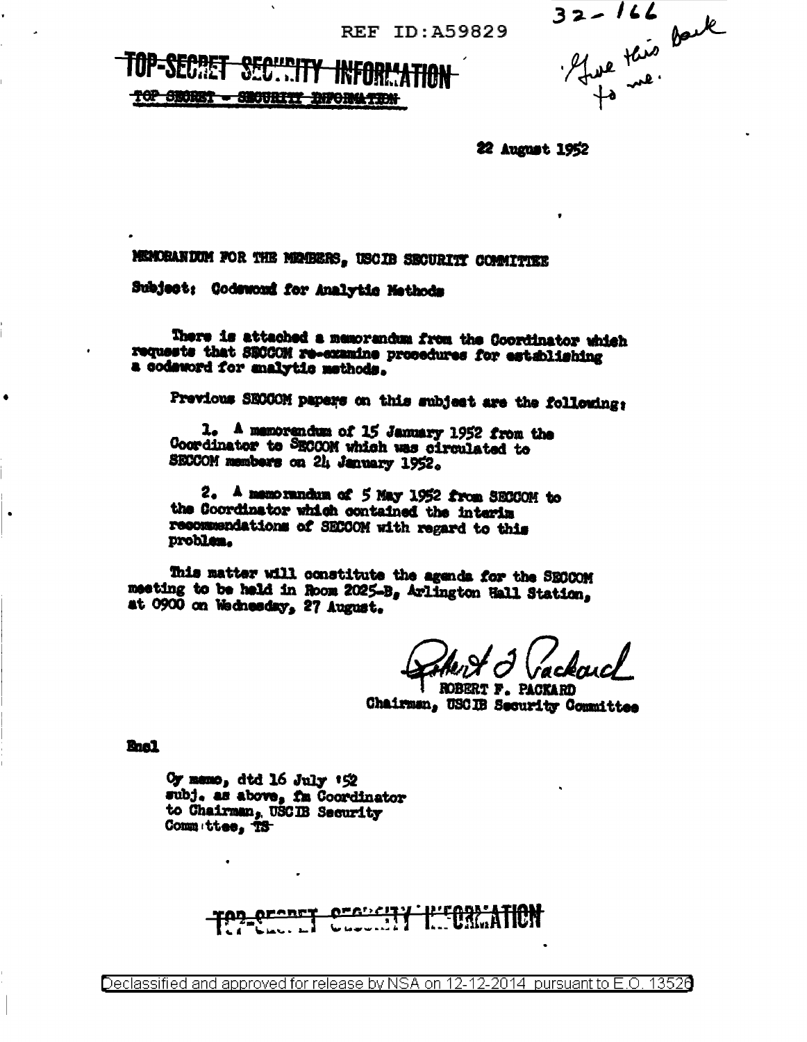REF ID:A59829

32-166
Give this back to me.

~~TOP-SECRET SECURITY INFORMATION~~

~~TOP SECRET - SECURITY INFORMATION~~

22 August 1952

MEMORANDUM FOR THE MEMBERS, USCIB SECURITY COMMITTEE

Subject: Codeword for Analytic Methods

There is attached a memorandum from the Coordinator which requests that SECCOM re-examine procedures for establishing a codeword for analytic methods.

Previous SECCOM papers on this subject are the following:

1. A memorandum of 15 January 1952 from the Coordinator to SECCOM which was circulated to SECCOM members on 24 January 1952.

2. A memorandum of 5 May 1952 from SECCOM to the Coordinator which contained the interim recommendations of SECCOM with regard to this problem.

This matter will constitute the agenda for the SECCOM meeting to be held in Room 2025-B, Arlington Hall Station, at 0900 on Wednesday, 27 August.

Robert F. Packard
ROBERT F. PACKARD
Chairman, USCIB Security Committee

Encl

Cy memo, dtd 16 July '52 subj. as above, fm Coordinator to Chairman, USCIB Security Committee, ~~TS~~

~~TOP-SECRET SECURITY INFORMATION~~

Declassified and approved for release by NSA on 12-12-2014 pursuant to E.O. 13526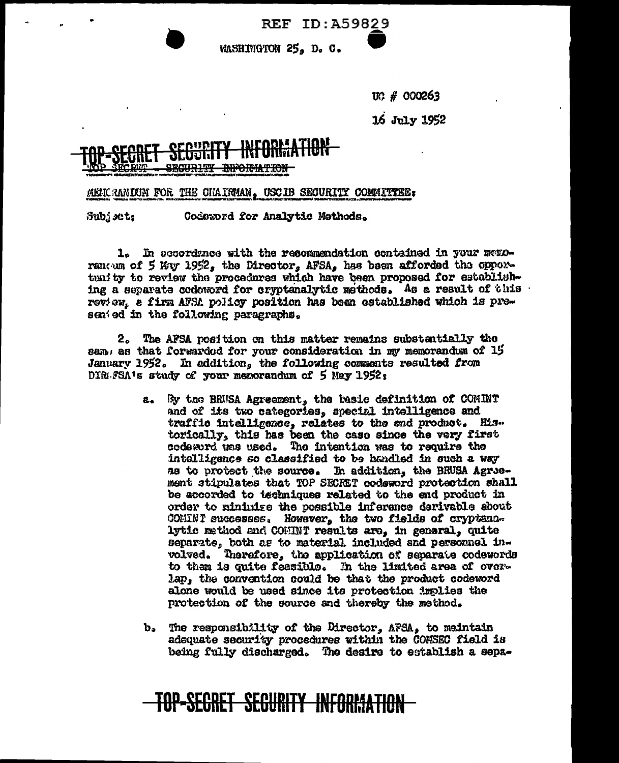WASHINGTON 25, D. C.

UC # 000263

16 July 1952

**TOP SECRET SECURITY INFORMATION**

~~TOP SECRET - SECURITY INFORMATION~~

MEMORANDUM FOR THE CHAIRMAN, USCIB SECURITY COMMITTEE:

Subject: Codeword for Analytic Methods.

1. In accordance with the recommendation contained in your memorandum of 5 May 1952, the Director, AFSA, has been afforded the opportunity to review the procedures which have been proposed for establishing a separate codeword for cryptanalytic methods. As a result of this review, a firm AFSA policy position has been established which is presented in the following paragraphs.

2. The AFSA position on this matter remains substantially the same as that forwarded for your consideration in my memorandum of 15 January 1952. In addition, the following comments resulted from DIRAFSA's study of your memorandum of 5 May 1952:

   a. By the BRUSA Agreement, the basic definition of COMINT and of its two categories, special intelligence and traffic intelligence, relates to the end product. Historically, this has been the case since the very first codeword was used. The intention was to require the intelligence so classified to be handled in such a way as to protect the source. In addition, the BRUSA Agreement stipulates that TOP SECRET codeword protection shall be accorded to techniques related to the end product in order to minimize the possible inference derivable about COMINT successes. However, the two fields of cryptanalytic method and COMINT results are, in general, quite separate, both as to material included and personnel involved. Therefore, the application of separate codewords to them is quite feasible. In the limited area of overlap, the convention could be that the product codeword alone would be used since its protection implies the protection of the source and thereby the method.

   b. The responsibility of the Director, AFSA, to maintain adequate security procedures within the COMSEC field is being fully discharged. The desire to establish a sepa-

**TOP SECRET SECURITY INFORMATION**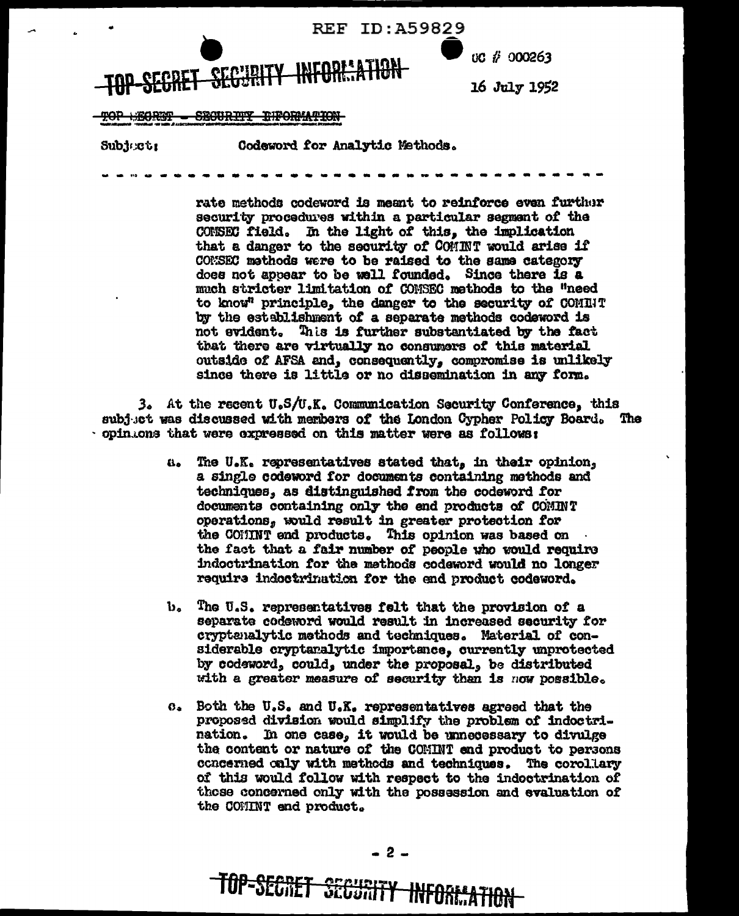REF ID:A59829

TOP SECRET SECURITY INFORMATION

OC # 000263

16 July 1952

~~TOP SECRET - SECURITY INFORMATION~~

Subject: Codeword for Analytic Methods.

- - - - - - - - - - - - - - - - - - - - - - - - - - - - - - -

rate methods codeword is meant to reinforce even further security procedures within a particular segment of the COMSEC field. In the light of this, the implication that a danger to the security of COMINT would arise if COMSEC methods were to be raised to the same category does not appear to be well founded. Since there is a much stricter limitation of COMSEC methods to the "need to know" principle, the danger to the security of COMINT by the establishment of a separate methods codeword is not evident. This is further substantiated by the fact that there are virtually no consumers of this material outside of AFSA and, consequently, compromise is unlikely since there is little or no dissemination in any form.

3. At the recent U.S/U.K. Communication Security Conference, this subject was discussed with members of the London Cypher Policy Board. The opinions that were expressed on this matter were as follows:

a. The U.K. representatives stated that, in their opinion, a single codeword for documents containing methods and techniques, as distinguished from the codeword for documents containing only the end products of COMINT operations, would result in greater protection for the COMINT end products. This opinion was based on the fact that a fair number of people who would require indoctrination for the methods codeword would no longer require indoctrination for the end product codeword.

b. The U.S. representatives felt that the provision of a separate codeword would result in increased security for cryptanalytic methods and techniques. Material of considerable cryptanalytic importance, currently unprotected by codeword, could, under the proposal, be distributed with a greater measure of security than is now possible.

c. Both the U.S. and U.K. representatives agreed that the proposed division would simplify the problem of indoctrination. In one case, it would be unnecessary to divulge the content or nature of the COMINT end product to persons concerned only with methods and techniques. The corollary of this would follow with respect to the indoctrination of those concerned only with the possession and evaluation of the COMINT end product.

TOP SECRET SECURITY INFORMATION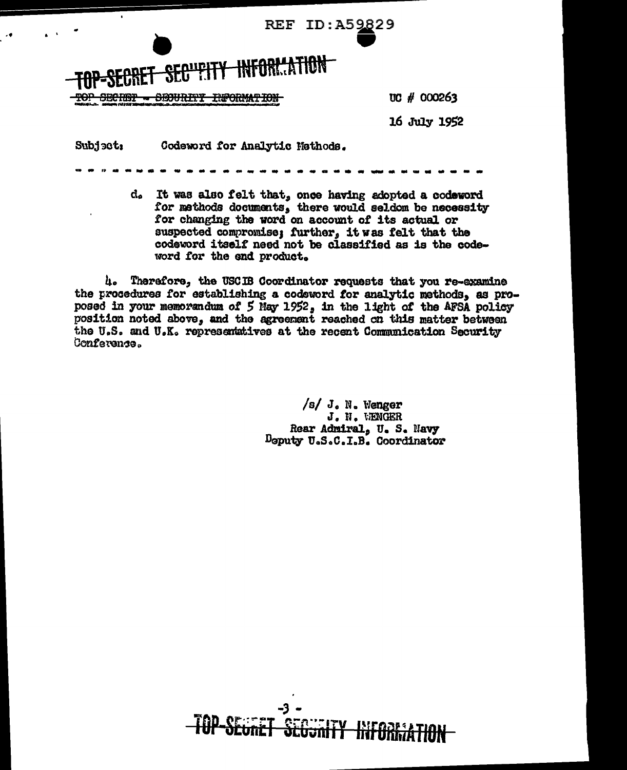REF ID:A59829

TOP SECRET SECURITY INFORMATION

TOP SECRET - SECURITY INFORMATION

UC # 000263

16 July 1952

Subject: Codeword for Analytic Methods.

- - - - - - - - - - - - - - - - - - - - - - - - - - - - - -

d. It was also felt that, once having adopted a codeword for methods documents, there would seldom be necessity for changing the word on account of its actual or suspected compromise; further, it was felt that the codeword itself need not be classified as is the codeword for the end product.

4. Therefore, the USCIB Coordinator requests that you re-examine the procedures for establishing a codeword for analytic methods, as proposed in your memorandum of 5 May 1952, in the light of the AFSA policy position noted above, and the agreement reached on this matter between the U.S. and U.K. representatives at the recent Communication Security Conference.

/s/ J. N. Wenger
J. N. WENGER
Rear Admiral, U. S. Navy
Deputy U.S.C.I.B. Coordinator

TOP SECRET SECURITY INFORMATION